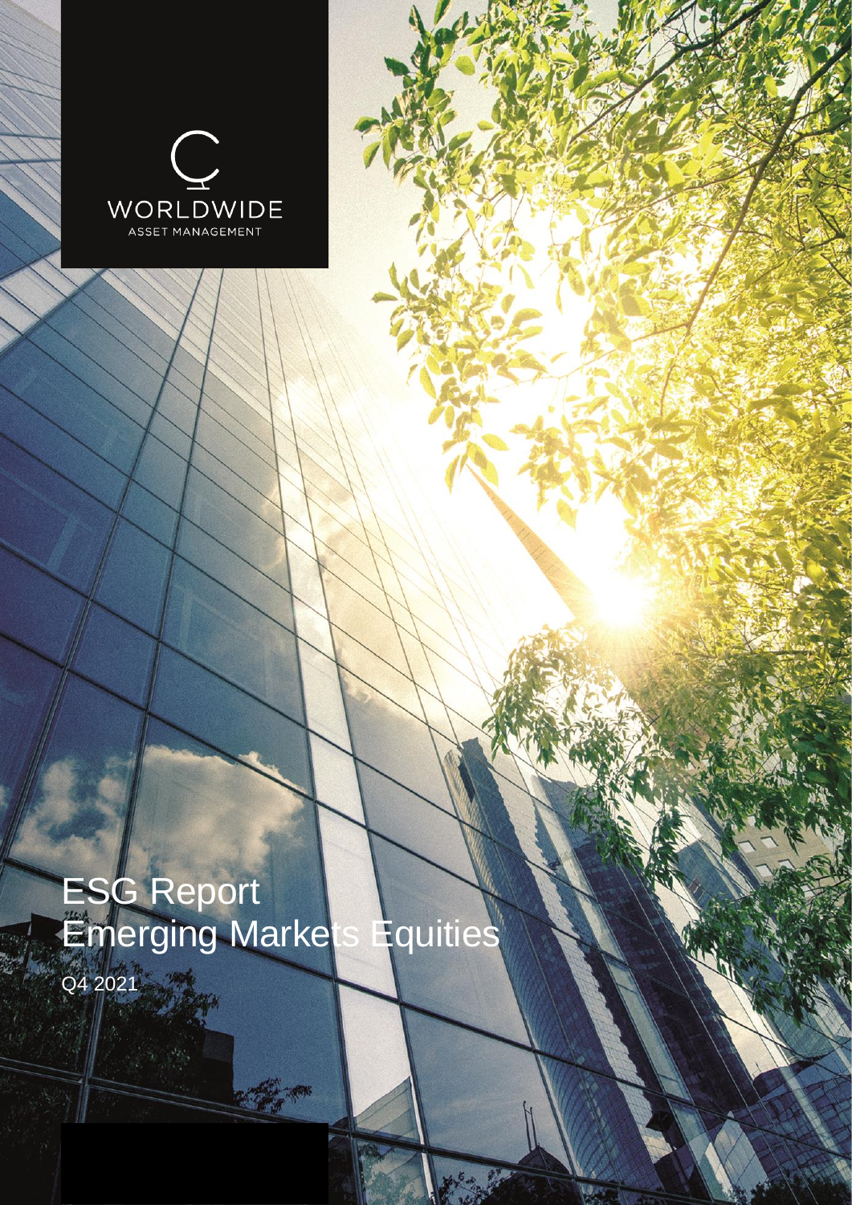WORLDWIDE
ASSET MANAGEMENT

# ESG Report
# Emerging Markets Equities

Q4 2021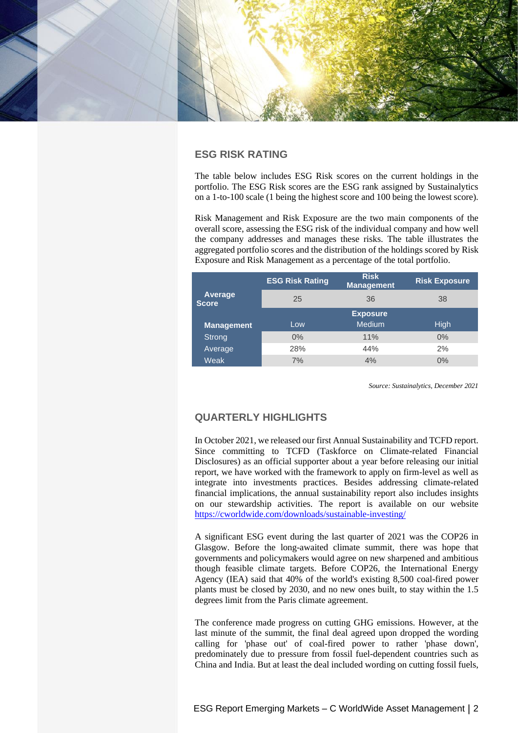## ESG RISK RATING

The table below includes ESG Risk scores on the current holdings in the portfolio. The ESG Risk scores are the ESG rank assigned by Sustainalytics on a 1-to-100 scale (1 being the highest score and 100 being the lowest score).

Risk Management and Risk Exposure are the two main components of the overall score, assessing the ESG risk of the individual company and how well the company addresses and manages these risks. The table illustrates the aggregated portfolio scores and the distribution of the holdings scored by Risk Exposure and Risk Management as a percentage of the total portfolio.

| | ESG Risk Rating | Risk Management | Risk Exposure |
|---|---|---|---|
| **Average Score** | 25 | 36 | 38 |
| | | **Exposure** | |
| **Management** | Low | Medium | High |
| Strong | 0% | 11% | 0% |
| Average | 28% | 44% | 2% |
| Weak | 7% | 4% | 0% |

*Source: Sustainalytics, December 2021*

## QUARTERLY HIGHLIGHTS

In October 2021, we released our first Annual Sustainability and TCFD report. Since committing to TCFD (Taskforce on Climate-related Financial Disclosures) as an official supporter about a year before releasing our initial report, we have worked with the framework to apply on firm-level as well as integrate into investments practices. Besides addressing climate-related financial implications, the annual sustainability report also includes insights on our stewardship activities. The report is available on our website https://cworldwide.com/downloads/sustainable-investing/

A significant ESG event during the last quarter of 2021 was the COP26 in Glasgow. Before the long-awaited climate summit, there was hope that governments and policymakers would agree on new sharpened and ambitious though feasible climate targets. Before COP26, the International Energy Agency (IEA) said that 40% of the world's existing 8,500 coal-fired power plants must be closed by 2030, and no new ones built, to stay within the 1.5 degrees limit from the Paris climate agreement.

The conference made progress on cutting GHG emissions. However, at the last minute of the summit, the final deal agreed upon dropped the wording calling for 'phase out' of coal-fired power to rather 'phase down', predominately due to pressure from fossil fuel-dependent countries such as China and India. But at least the deal included wording on cutting fossil fuels,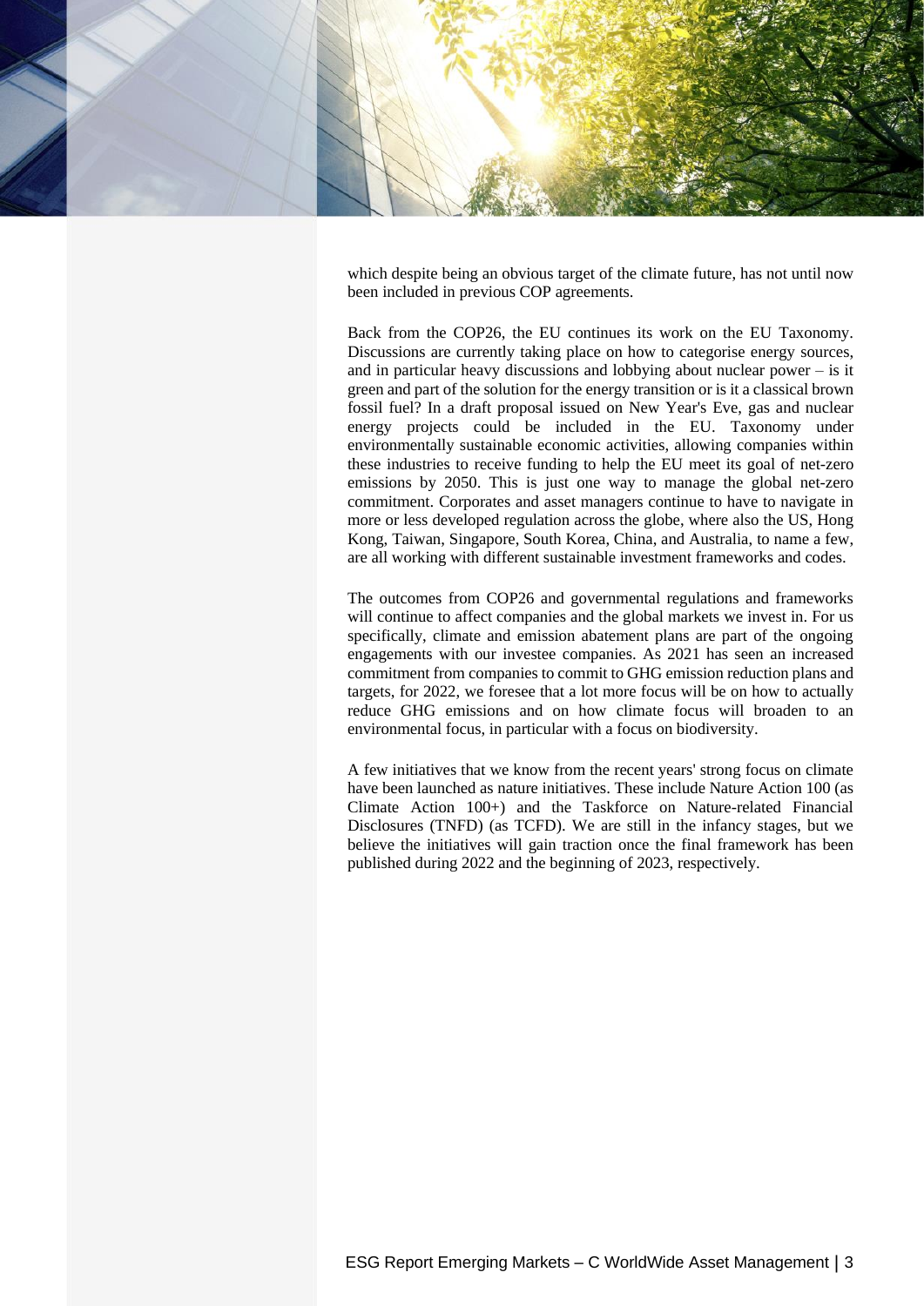which despite being an obvious target of the climate future, has not until now been included in previous COP agreements.

Back from the COP26, the EU continues its work on the EU Taxonomy. Discussions are currently taking place on how to categorise energy sources, and in particular heavy discussions and lobbying about nuclear power – is it green and part of the solution for the energy transition or is it a classical brown fossil fuel? In a draft proposal issued on New Year's Eve, gas and nuclear energy projects could be included in the EU. Taxonomy under environmentally sustainable economic activities, allowing companies within these industries to receive funding to help the EU meet its goal of net-zero emissions by 2050. This is just one way to manage the global net-zero commitment. Corporates and asset managers continue to have to navigate in more or less developed regulation across the globe, where also the US, Hong Kong, Taiwan, Singapore, South Korea, China, and Australia, to name a few, are all working with different sustainable investment frameworks and codes.

The outcomes from COP26 and governmental regulations and frameworks will continue to affect companies and the global markets we invest in. For us specifically, climate and emission abatement plans are part of the ongoing engagements with our investee companies. As 2021 has seen an increased commitment from companies to commit to GHG emission reduction plans and targets, for 2022, we foresee that a lot more focus will be on how to actually reduce GHG emissions and on how climate focus will broaden to an environmental focus, in particular with a focus on biodiversity.

A few initiatives that we know from the recent years' strong focus on climate have been launched as nature initiatives. These include Nature Action 100 (as Climate Action 100+) and the Taskforce on Nature-related Financial Disclosures (TNFD) (as TCFD). We are still in the infancy stages, but we believe the initiatives will gain traction once the final framework has been published during 2022 and the beginning of 2023, respectively.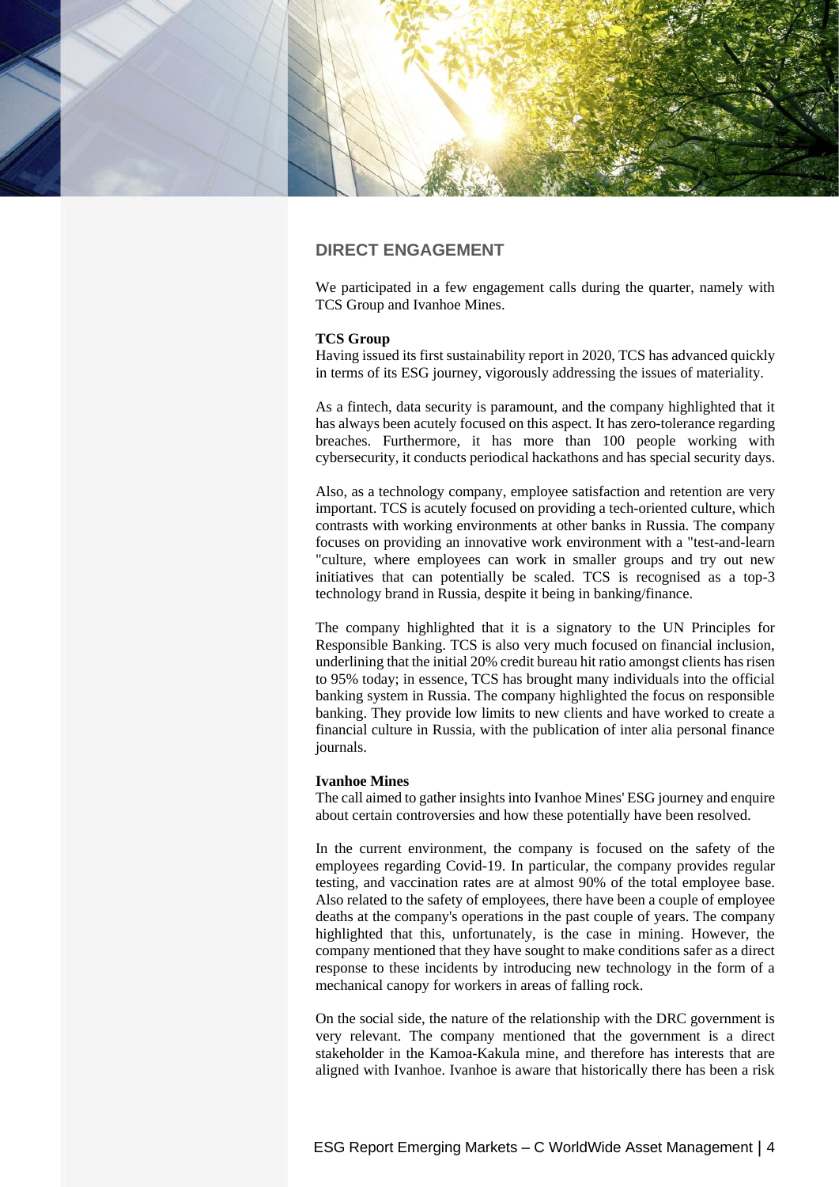## DIRECT ENGAGEMENT

We participated in a few engagement calls during the quarter, namely with TCS Group and Ivanhoe Mines.

**TCS Group**

Having issued its first sustainability report in 2020, TCS has advanced quickly in terms of its ESG journey, vigorously addressing the issues of materiality.

As a fintech, data security is paramount, and the company highlighted that it has always been acutely focused on this aspect. It has zero-tolerance regarding breaches. Furthermore, it has more than 100 people working with cybersecurity, it conducts periodical hackathons and has special security days.

Also, as a technology company, employee satisfaction and retention are very important. TCS is acutely focused on providing a tech-oriented culture, which contrasts with working environments at other banks in Russia. The company focuses on providing an innovative work environment with a "test-and-learn "culture, where employees can work in smaller groups and try out new initiatives that can potentially be scaled. TCS is recognised as a top-3 technology brand in Russia, despite it being in banking/finance.

The company highlighted that it is a signatory to the UN Principles for Responsible Banking. TCS is also very much focused on financial inclusion, underlining that the initial 20% credit bureau hit ratio amongst clients has risen to 95% today; in essence, TCS has brought many individuals into the official banking system in Russia. The company highlighted the focus on responsible banking. They provide low limits to new clients and have worked to create a financial culture in Russia, with the publication of inter alia personal finance journals.

**Ivanhoe Mines**

The call aimed to gather insights into Ivanhoe Mines' ESG journey and enquire about certain controversies and how these potentially have been resolved.

In the current environment, the company is focused on the safety of the employees regarding Covid-19. In particular, the company provides regular testing, and vaccination rates are at almost 90% of the total employee base. Also related to the safety of employees, there have been a couple of employee deaths at the company's operations in the past couple of years. The company highlighted that this, unfortunately, is the case in mining. However, the company mentioned that they have sought to make conditions safer as a direct response to these incidents by introducing new technology in the form of a mechanical canopy for workers in areas of falling rock.

On the social side, the nature of the relationship with the DRC government is very relevant. The company mentioned that the government is a direct stakeholder in the Kamoa-Kakula mine, and therefore has interests that are aligned with Ivanhoe. Ivanhoe is aware that historically there has been a risk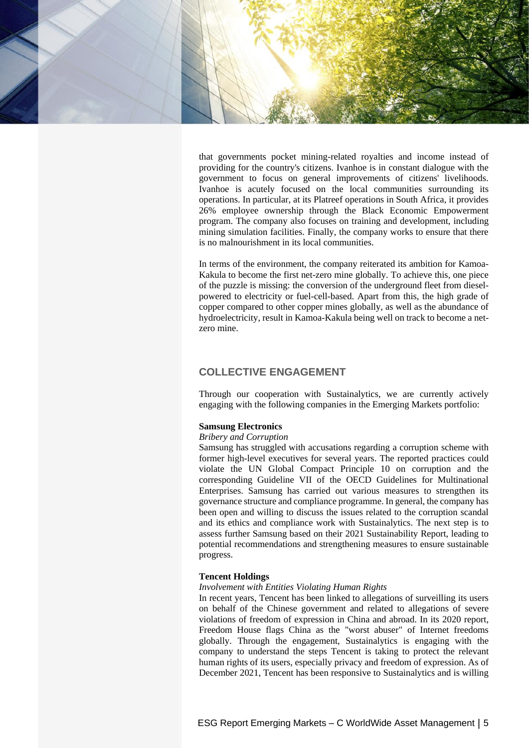that governments pocket mining-related royalties and income instead of providing for the country's citizens. Ivanhoe is in constant dialogue with the government to focus on general improvements of citizens' livelihoods. Ivanhoe is acutely focused on the local communities surrounding its operations. In particular, at its Platreef operations in South Africa, it provides 26% employee ownership through the Black Economic Empowerment program. The company also focuses on training and development, including mining simulation facilities. Finally, the company works to ensure that there is no malnourishment in its local communities.

In terms of the environment, the company reiterated its ambition for Kamoa-Kakula to become the first net-zero mine globally. To achieve this, one piece of the puzzle is missing: the conversion of the underground fleet from diesel-powered to electricity or fuel-cell-based. Apart from this, the high grade of copper compared to other copper mines globally, as well as the abundance of hydroelectricity, result in Kamoa-Kakula being well on track to become a net-zero mine.

## COLLECTIVE ENGAGEMENT

Through our cooperation with Sustainalytics, we are currently actively engaging with the following companies in the Emerging Markets portfolio:

**Samsung Electronics**
*Bribery and Corruption*
Samsung has struggled with accusations regarding a corruption scheme with former high-level executives for several years. The reported practices could violate the UN Global Compact Principle 10 on corruption and the corresponding Guideline VII of the OECD Guidelines for Multinational Enterprises. Samsung has carried out various measures to strengthen its governance structure and compliance programme. In general, the company has been open and willing to discuss the issues related to the corruption scandal and its ethics and compliance work with Sustainalytics. The next step is to assess further Samsung based on their 2021 Sustainability Report, leading to potential recommendations and strengthening measures to ensure sustainable progress.

**Tencent Holdings**
*Involvement with Entities Violating Human Rights*
In recent years, Tencent has been linked to allegations of surveilling its users on behalf of the Chinese government and related to allegations of severe violations of freedom of expression in China and abroad. In its 2020 report, Freedom House flags China as the "worst abuser" of Internet freedoms globally. Through the engagement, Sustainalytics is engaging with the company to understand the steps Tencent is taking to protect the relevant human rights of its users, especially privacy and freedom of expression. As of December 2021, Tencent has been responsive to Sustainalytics and is willing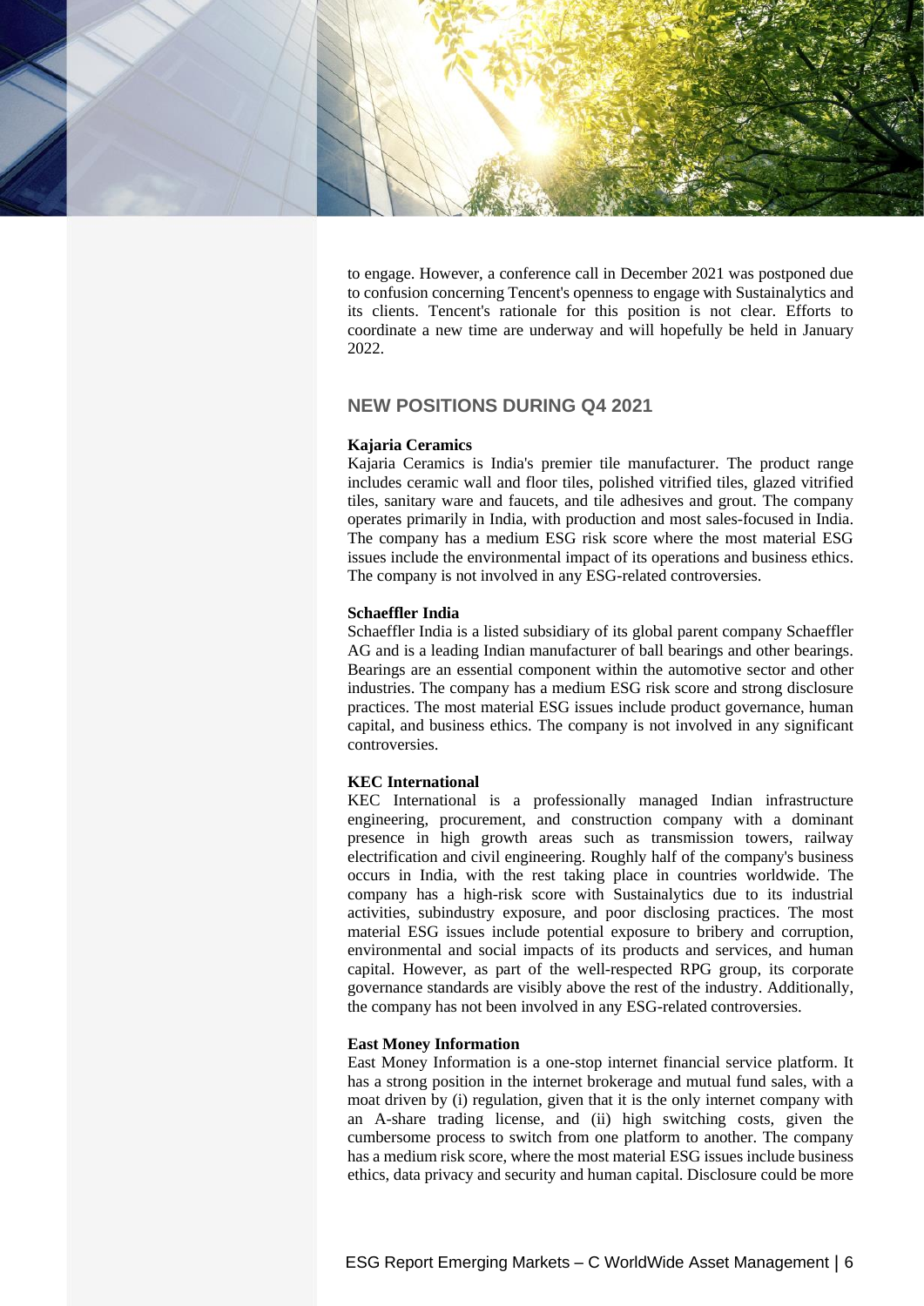to engage. However, a conference call in December 2021 was postponed due to confusion concerning Tencent's openness to engage with Sustainalytics and its clients. Tencent's rationale for this position is not clear. Efforts to coordinate a new time are underway and will hopefully be held in January 2022.

## NEW POSITIONS DURING Q4 2021

**Kajaria Ceramics**

Kajaria Ceramics is India's premier tile manufacturer. The product range includes ceramic wall and floor tiles, polished vitrified tiles, glazed vitrified tiles, sanitary ware and faucets, and tile adhesives and grout. The company operates primarily in India, with production and most sales-focused in India. The company has a medium ESG risk score where the most material ESG issues include the environmental impact of its operations and business ethics. The company is not involved in any ESG-related controversies.

**Schaeffler India**

Schaeffler India is a listed subsidiary of its global parent company Schaeffler AG and is a leading Indian manufacturer of ball bearings and other bearings. Bearings are an essential component within the automotive sector and other industries. The company has a medium ESG risk score and strong disclosure practices. The most material ESG issues include product governance, human capital, and business ethics. The company is not involved in any significant controversies.

**KEC International**

KEC International is a professionally managed Indian infrastructure engineering, procurement, and construction company with a dominant presence in high growth areas such as transmission towers, railway electrification and civil engineering. Roughly half of the company's business occurs in India, with the rest taking place in countries worldwide. The company has a high-risk score with Sustainalytics due to its industrial activities, subindustry exposure, and poor disclosing practices. The most material ESG issues include potential exposure to bribery and corruption, environmental and social impacts of its products and services, and human capital. However, as part of the well-respected RPG group, its corporate governance standards are visibly above the rest of the industry. Additionally, the company has not been involved in any ESG-related controversies.

**East Money Information**

East Money Information is a one-stop internet financial service platform. It has a strong position in the internet brokerage and mutual fund sales, with a moat driven by (i) regulation, given that it is the only internet company with an A-share trading license, and (ii) high switching costs, given the cumbersome process to switch from one platform to another. The company has a medium risk score, where the most material ESG issues include business ethics, data privacy and security and human capital. Disclosure could be more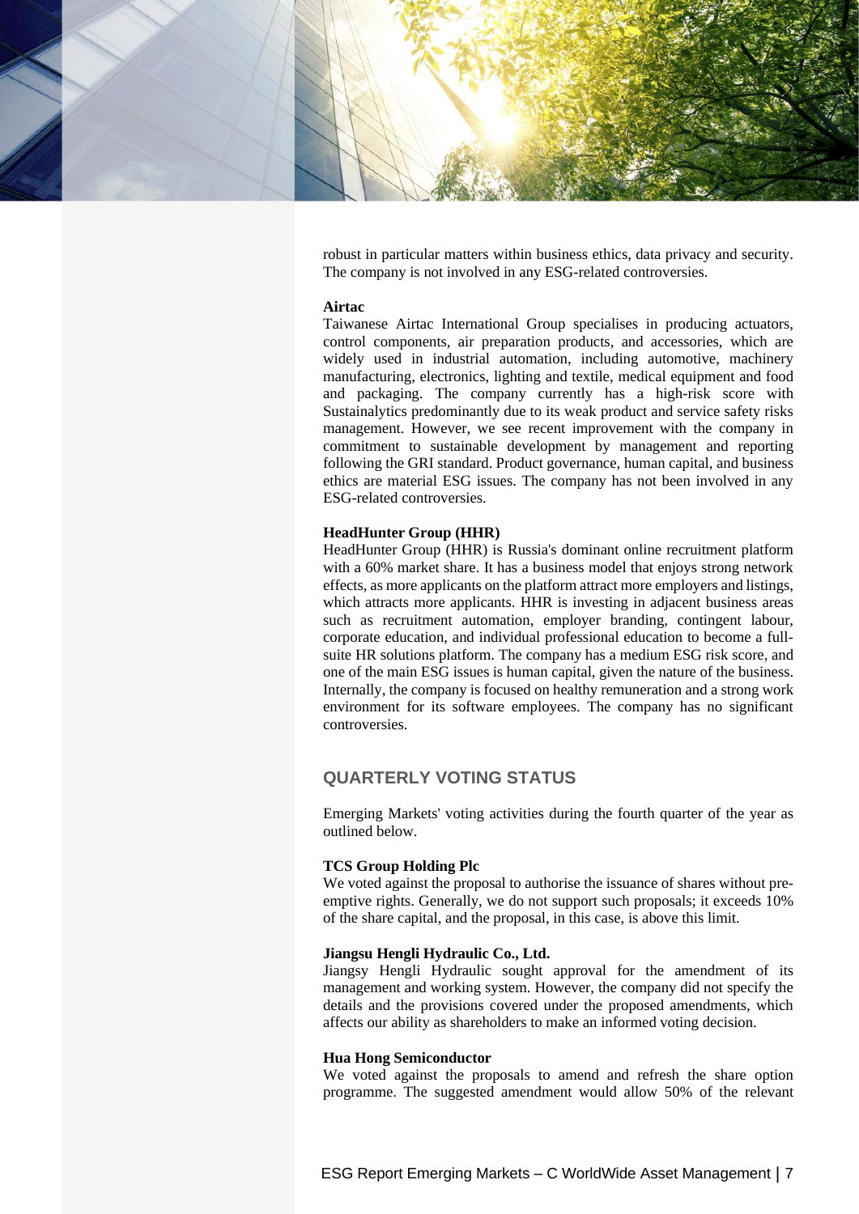robust in particular matters within business ethics, data privacy and security. The company is not involved in any ESG-related controversies.

**Airtac**

Taiwanese Airtac International Group specialises in producing actuators, control components, air preparation products, and accessories, which are widely used in industrial automation, including automotive, machinery manufacturing, electronics, lighting and textile, medical equipment and food and packaging. The company currently has a high-risk score with Sustainalytics predominantly due to its weak product and service safety risks management. However, we see recent improvement with the company in commitment to sustainable development by management and reporting following the GRI standard. Product governance, human capital, and business ethics are material ESG issues. The company has not been involved in any ESG-related controversies.

**HeadHunter Group (HHR)**

HeadHunter Group (HHR) is Russia's dominant online recruitment platform with a 60% market share. It has a business model that enjoys strong network effects, as more applicants on the platform attract more employers and listings, which attracts more applicants. HHR is investing in adjacent business areas such as recruitment automation, employer branding, contingent labour, corporate education, and individual professional education to become a full-suite HR solutions platform. The company has a medium ESG risk score, and one of the main ESG issues is human capital, given the nature of the business. Internally, the company is focused on healthy remuneration and a strong work environment for its software employees. The company has no significant controversies.

## QUARTERLY VOTING STATUS

Emerging Markets' voting activities during the fourth quarter of the year as outlined below.

**TCS Group Holding Plc**

We voted against the proposal to authorise the issuance of shares without pre-emptive rights. Generally, we do not support such proposals; it exceeds 10% of the share capital, and the proposal, in this case, is above this limit.

**Jiangsu Hengli Hydraulic Co., Ltd.**

Jiangsy Hengli Hydraulic sought approval for the amendment of its management and working system. However, the company did not specify the details and the provisions covered under the proposed amendments, which affects our ability as shareholders to make an informed voting decision.

**Hua Hong Semiconductor**

We voted against the proposals to amend and refresh the share option programme. The suggested amendment would allow 50% of the relevant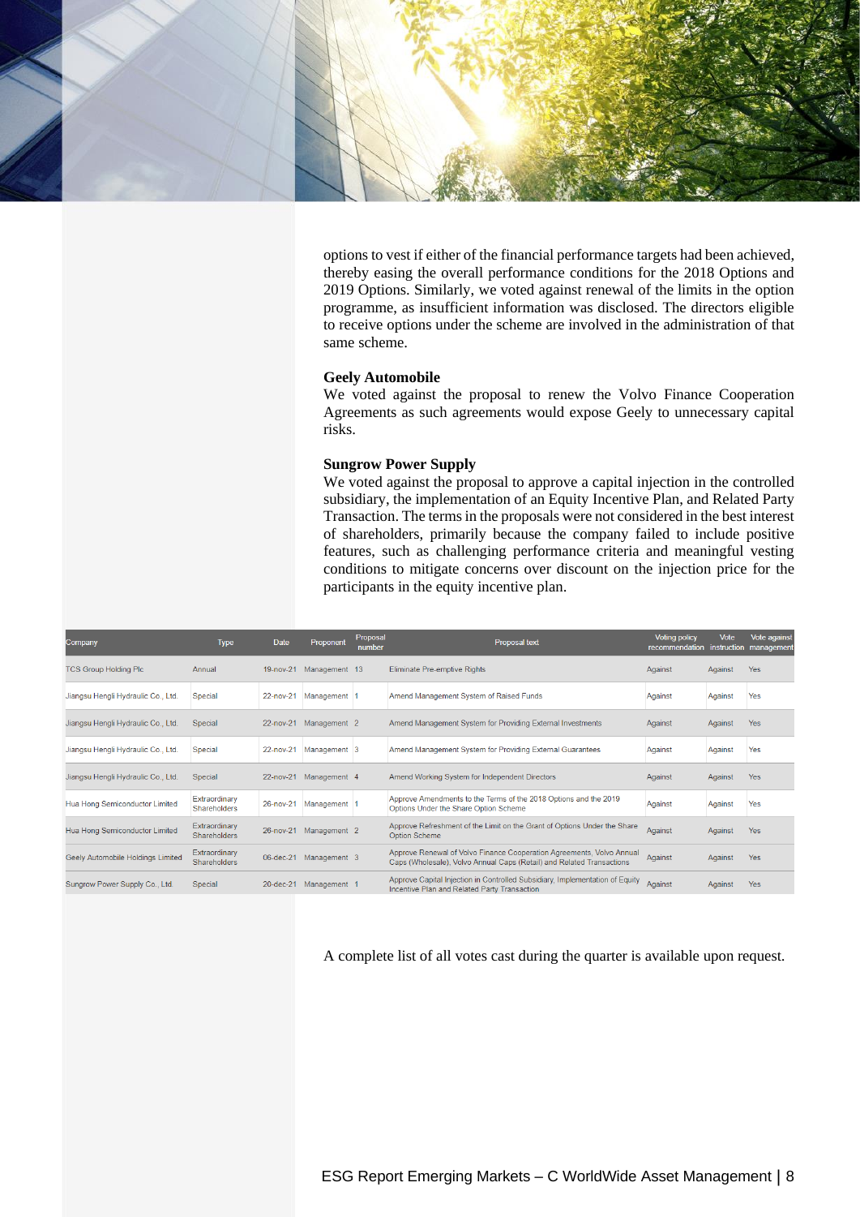options to vest if either of the financial performance targets had been achieved, thereby easing the overall performance conditions for the 2018 Options and 2019 Options. Similarly, we voted against renewal of the limits in the option programme, as insufficient information was disclosed. The directors eligible to receive options under the scheme are involved in the administration of that same scheme.

**Geely Automobile**

We voted against the proposal to renew the Volvo Finance Cooperation Agreements as such agreements would expose Geely to unnecessary capital risks.

**Sungrow Power Supply**

We voted against the proposal to approve a capital injection in the controlled subsidiary, the implementation of an Equity Incentive Plan, and Related Party Transaction. The terms in the proposals were not considered in the best interest of shareholders, primarily because the company failed to include positive features, such as challenging performance criteria and meaningful vesting conditions to mitigate concerns over discount on the injection price for the participants in the equity incentive plan.

| Company | Type | Date | Proponent | Proposal number | Proposal text | Voting policy recommendation | Vote instruction | Vote against management |
|---|---|---|---|---|---|---|---|---|
| TCS Group Holding Plc | Annual | 19-nov-21 | Management | 13 | Eliminate Pre-emptive Rights | Against | Against | Yes |
| Jiangsu Hengli Hydraulic Co., Ltd. | Special | 22-nov-21 | Management | 1 | Amend Management System of Raised Funds | Against | Against | Yes |
| Jiangsu Hengli Hydraulic Co., Ltd. | Special | 22-nov-21 | Management | 2 | Amend Management System for Providing External Investments | Against | Against | Yes |
| Jiangsu Hengli Hydraulic Co., Ltd. | Special | 22-nov-21 | Management | 3 | Amend Management System for Providing External Guarantees | Against | Against | Yes |
| Jiangsu Hengli Hydraulic Co., Ltd. | Special | 22-nov-21 | Management | 4 | Amend Working System for Independent Directors | Against | Against | Yes |
| Hua Hong Semiconductor Limited | Extraordinary Shareholders | 26-nov-21 | Management | 1 | Approve Amendments to the Terms of the 2018 Options and the 2019 Options Under the Share Option Scheme | Against | Against | Yes |
| Hua Hong Semiconductor Limited | Extraordinary Shareholders | 26-nov-21 | Management | 2 | Approve Refreshment of the Limit on the Grant of Options Under the Share Option Scheme | Against | Against | Yes |
| Geely Automobile Holdings Limited | Extraordinary Shareholders | 06-dec-21 | Management | 3 | Approve Renewal of Volvo Finance Cooperation Agreements, Volvo Annual Caps (Wholesale), Volvo Annual Caps (Retail) and Related Transactions | Against | Against | Yes |
| Sungrow Power Supply Co., Ltd. | Special | 20-dec-21 | Management | 1 | Approve Capital Injection in Controlled Subsidiary, Implementation of Equity Incentive Plan and Related Party Transaction | Against | Against | Yes |

A complete list of all votes cast during the quarter is available upon request.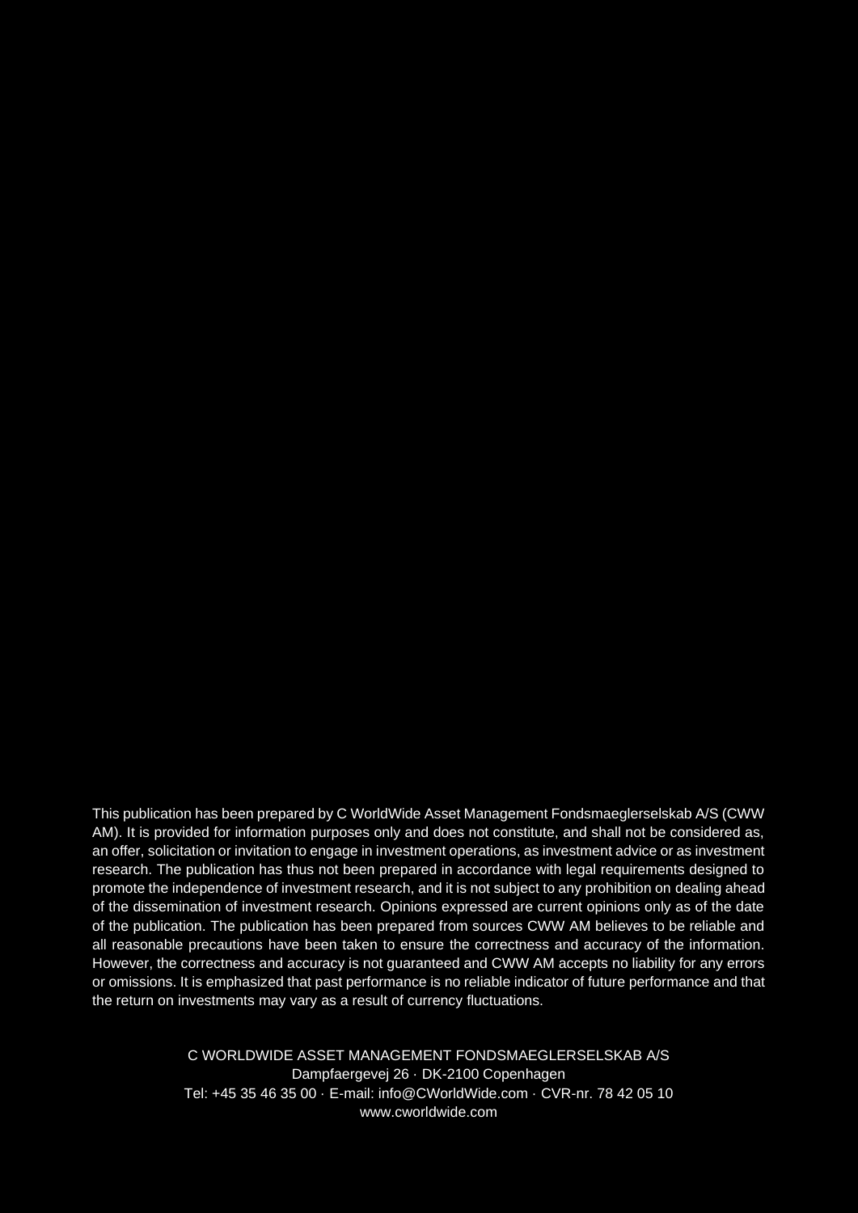This publication has been prepared by C WorldWide Asset Management Fondsmaeglerselskab A/S (CWW AM). It is provided for information purposes only and does not constitute, and shall not be considered as, an offer, solicitation or invitation to engage in investment operations, as investment advice or as investment research. The publication has thus not been prepared in accordance with legal requirements designed to promote the independence of investment research, and it is not subject to any prohibition on dealing ahead of the dissemination of investment research. Opinions expressed are current opinions only as of the date of the publication. The publication has been prepared from sources CWW AM believes to be reliable and all reasonable precautions have been taken to ensure the correctness and accuracy of the information. However, the correctness and accuracy is not guaranteed and CWW AM accepts no liability for any errors or omissions. It is emphasized that past performance is no reliable indicator of future performance and that the return on investments may vary as a result of currency fluctuations.

C WORLDWIDE ASSET MANAGEMENT FONDSMAEGLERSELSKAB A/S
Dampfaergevej 26 · DK-2100 Copenhagen
Tel: +45 35 46 35 00 · E-mail: info@CWorldWide.com · CVR-nr. 78 42 05 10
www.cworldwide.com